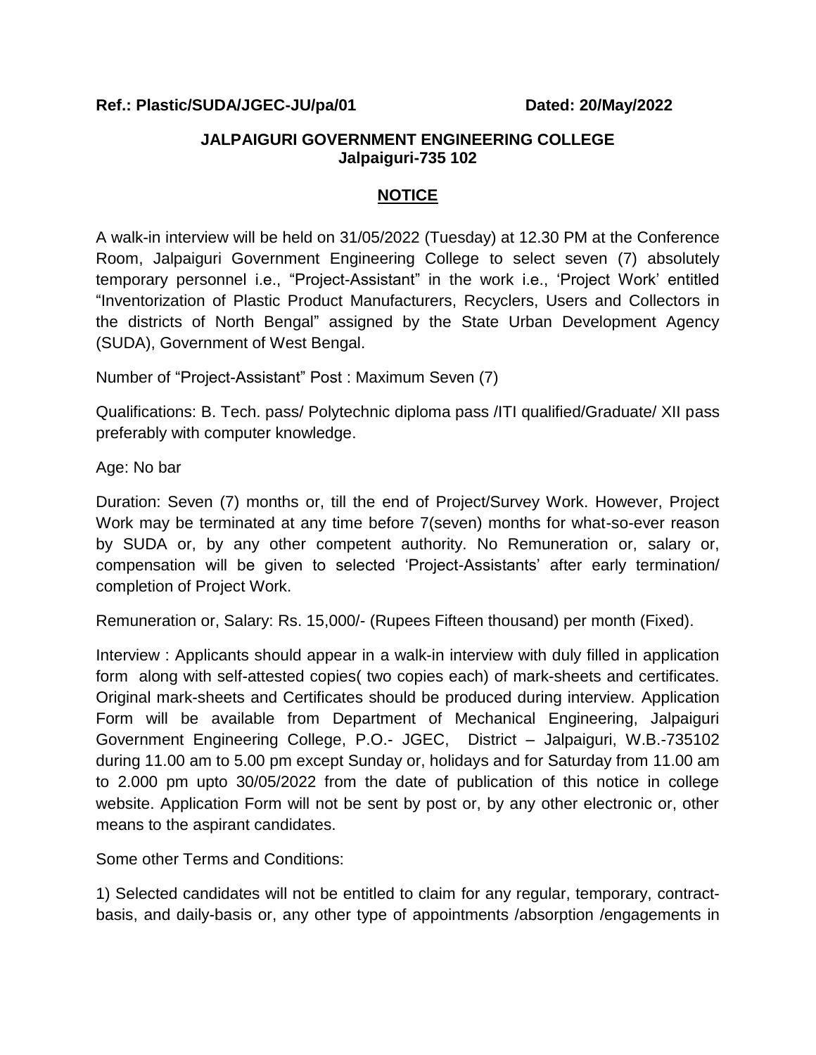**Ref.: Plastic/SUDA/JGEC-JU/pa/01** **Dated: 20/May/2022**

**JALPAIGURI GOVERNMENT ENGINEERING COLLEGE**
**Jalpaiguri-735 102**

## NOTICE

A walk-in interview will be held on 31/05/2022 (Tuesday) at 12.30 PM at the Conference Room, Jalpaiguri Government Engineering College to select seven (7) absolutely temporary personnel i.e., "Project-Assistant" in the work i.e., 'Project Work' entitled "Inventorization of Plastic Product Manufacturers, Recyclers, Users and Collectors in the districts of North Bengal" assigned by the State Urban Development Agency (SUDA), Government of West Bengal.

Number of "Project-Assistant" Post : Maximum Seven (7)

Qualifications: B. Tech. pass/ Polytechnic diploma pass /ITI qualified/Graduate/ XII pass preferably with computer knowledge.

Age: No bar

Duration: Seven (7) months or, till the end of Project/Survey Work. However, Project Work may be terminated at any time before 7(seven) months for what-so-ever reason by SUDA or, by any other competent authority. No Remuneration or, salary or, compensation will be given to selected 'Project-Assistants' after early termination/ completion of Project Work.

Remuneration or, Salary: Rs. 15,000/- (Rupees Fifteen thousand) per month (Fixed).

Interview : Applicants should appear in a walk-in interview with duly filled in application form along with self-attested copies( two copies each) of mark-sheets and certificates. Original mark-sheets and Certificates should be produced during interview. Application Form will be available from Department of Mechanical Engineering, Jalpaiguri Government Engineering College, P.O.- JGEC, District – Jalpaiguri, W.B.-735102 during 11.00 am to 5.00 pm except Sunday or, holidays and for Saturday from 11.00 am to 2.000 pm upto 30/05/2022 from the date of publication of this notice in college website. Application Form will not be sent by post or, by any other electronic or, other means to the aspirant candidates.

Some other Terms and Conditions:

1) Selected candidates will not be entitled to claim for any regular, temporary, contract-basis, and daily-basis or, any other type of appointments /absorption /engagements in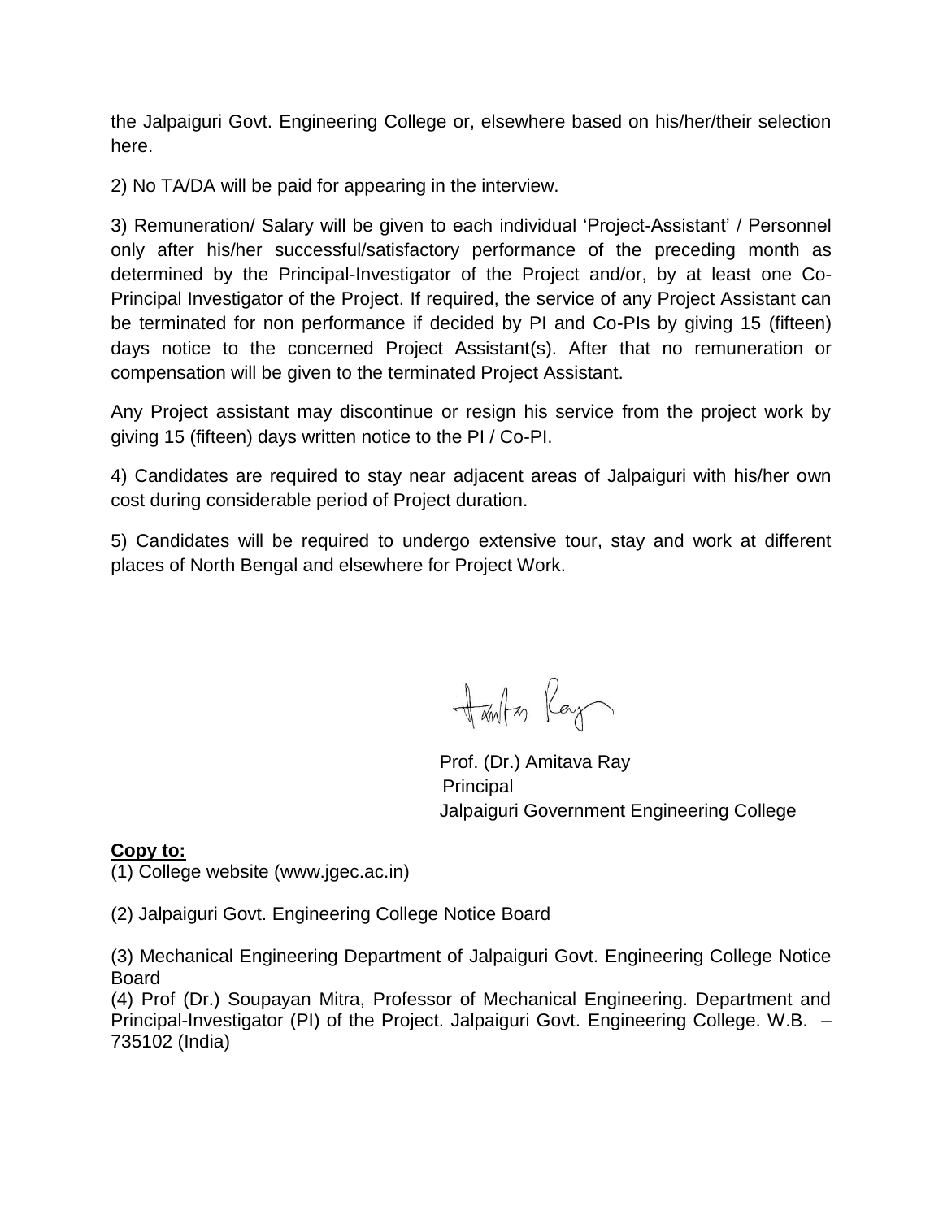the Jalpaiguri Govt. Engineering College or, elsewhere based on his/her/their selection here.

2) No TA/DA will be paid for appearing in the interview.

3) Remuneration/ Salary will be given to each individual 'Project-Assistant' / Personnel only after his/her successful/satisfactory performance of the preceding month as determined by the Principal-Investigator of the Project and/or, by at least one Co-Principal Investigator of the Project. If required, the service of any Project Assistant can be terminated for non performance if decided by PI and Co-PIs by giving 15 (fifteen) days notice to the concerned Project Assistant(s). After that no remuneration or compensation will be given to the terminated Project Assistant.

Any Project assistant may discontinue or resign his service from the project work by giving 15 (fifteen) days written notice to the PI / Co-PI.

4) Candidates are required to stay near adjacent areas of Jalpaiguri with his/her own cost during considerable period of Project duration.

5) Candidates will be required to undergo extensive tour, stay and work at different places of North Bengal and elsewhere for Project Work.

Prof. (Dr.) Amitava Ray
Principal
Jalpaiguri Government Engineering College

**Copy to:**

(1) College website (www.jgec.ac.in)

(2) Jalpaiguri Govt. Engineering College Notice Board

(3) Mechanical Engineering Department of Jalpaiguri Govt. Engineering College Notice Board

(4) Prof (Dr.) Soupayan Mitra, Professor of Mechanical Engineering. Department and Principal-Investigator (PI) of the Project. Jalpaiguri Govt. Engineering College. W.B. – 735102 (India)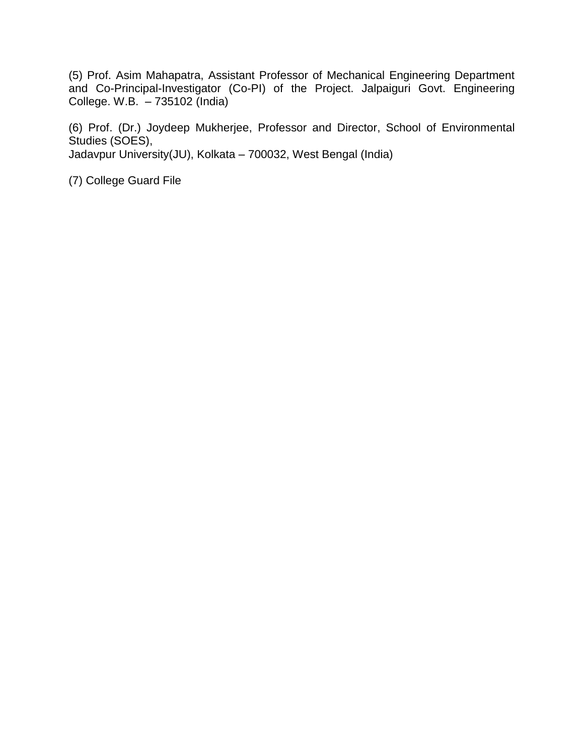(5) Prof. Asim Mahapatra, Assistant Professor of Mechanical Engineering Department and Co-Principal-Investigator (Co-PI) of the Project. Jalpaiguri Govt. Engineering College. W.B. – 735102 (India)

(6) Prof. (Dr.) Joydeep Mukherjee, Professor and Director, School of Environmental Studies (SOES),
Jadavpur University(JU), Kolkata – 700032, West Bengal (India)

(7) College Guard File